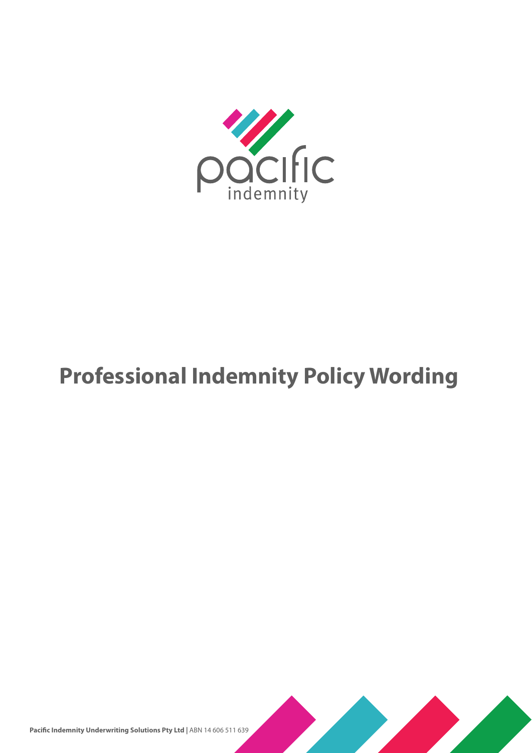pacific indemnity

# Professional Indemnity Policy Wording

**Pacific Indemnity Underwriting Solutions Pty Ltd |** ABN 14 606 511 639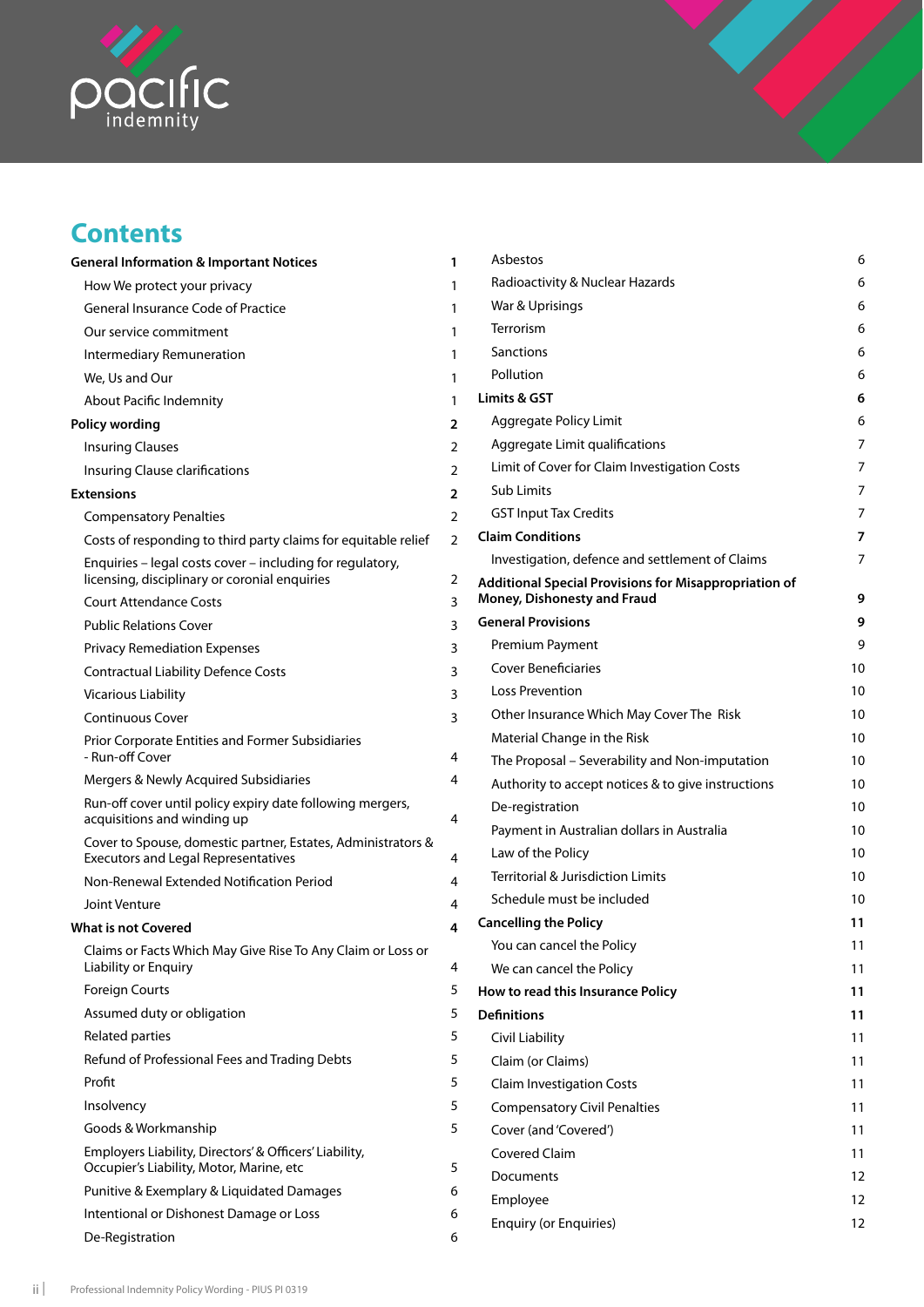# Contents

| | |
|---|---|
| **General Information & Important Notices** | **1** |
| How We protect your privacy | 1 |
| General Insurance Code of Practice | 1 |
| Our service commitment | 1 |
| Intermediary Remuneration | 1 |
| We, Us and Our | 1 |
| About Pacific Indemnity | 1 |
| **Policy wording** | **2** |
| Insuring Clauses | 2 |
| Insuring Clause clarifications | 2 |
| **Extensions** | **2** |
| Compensatory Penalties | 2 |
| Costs of responding to third party claims for equitable relief | 2 |
| Enquiries – legal costs cover – including for regulatory, licensing, disciplinary or coronial enquiries | 2 |
| Court Attendance Costs | 3 |
| Public Relations Cover | 3 |
| Privacy Remediation Expenses | 3 |
| Contractual Liability Defence Costs | 3 |
| Vicarious Liability | 3 |
| Continuous Cover | 3 |
| Prior Corporate Entities and Former Subsidiaries - Run-off Cover | 4 |
| Mergers & Newly Acquired Subsidiaries | 4 |
| Run-off cover until policy expiry date following mergers, acquisitions and winding up | 4 |
| Cover to Spouse, domestic partner, Estates, Administrators & Executors and Legal Representatives | 4 |
| Non-Renewal Extended Notification Period | 4 |
| Joint Venture | 4 |
| **What is not Covered** | **4** |
| Claims or Facts Which May Give Rise To Any Claim or Loss or Liability or Enquiry | 4 |
| Foreign Courts | 5 |
| Assumed duty or obligation | 5 |
| Related parties | 5 |
| Refund of Professional Fees and Trading Debts | 5 |
| Profit | 5 |
| Insolvency | 5 |
| Goods & Workmanship | 5 |
| Employers Liability, Directors' & Officers' Liability, Occupier's Liability, Motor, Marine, etc | 5 |
| Punitive & Exemplary & Liquidated Damages | 6 |
| Intentional or Dishonest Damage or Loss | 6 |
| De-Registration | 6 |
| Asbestos | 6 |
| Radioactivity & Nuclear Hazards | 6 |
| War & Uprisings | 6 |
| Terrorism | 6 |
| Sanctions | 6 |
| Pollution | 6 |
| **Limits & GST** | **6** |
| Aggregate Policy Limit | 6 |
| Aggregate Limit qualifications | 7 |
| Limit of Cover for Claim Investigation Costs | 7 |
| Sub Limits | 7 |
| GST Input Tax Credits | 7 |
| **Claim Conditions** | **7** |
| Investigation, defence and settlement of Claims | 7 |
| **Additional Special Provisions for Misappropriation of Money, Dishonesty and Fraud** | **9** |
| **General Provisions** | **9** |
| Premium Payment | 9 |
| Cover Beneficiaries | 10 |
| Loss Prevention | 10 |
| Other Insurance Which May Cover The Risk | 10 |
| Material Change in the Risk | 10 |
| The Proposal – Severability and Non-imputation | 10 |
| Authority to accept notices & to give instructions | 10 |
| De-registration | 10 |
| Payment in Australian dollars in Australia | 10 |
| Law of the Policy | 10 |
| Territorial & Jurisdiction Limits | 10 |
| Schedule must be included | 10 |
| **Cancelling the Policy** | **11** |
| You can cancel the Policy | 11 |
| We can cancel the Policy | 11 |
| **How to read this Insurance Policy** | **11** |
| **Definitions** | **11** |
| Civil Liability | 11 |
| Claim (or Claims) | 11 |
| Claim Investigation Costs | 11 |
| Compensatory Civil Penalties | 11 |
| Cover (and 'Covered') | 11 |
| Covered Claim | 11 |
| Documents | 12 |
| Employee | 12 |
| Enquiry (or Enquiries) | 12 |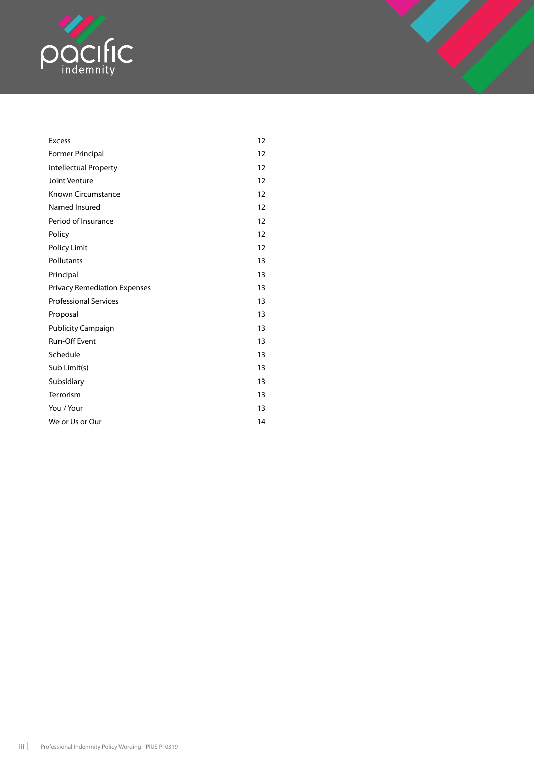| | |
|---|---|
| Excess | 12 |
| Former Principal | 12 |
| Intellectual Property | 12 |
| Joint Venture | 12 |
| Known Circumstance | 12 |
| Named Insured | 12 |
| Period of Insurance | 12 |
| Policy | 12 |
| Policy Limit | 12 |
| Pollutants | 13 |
| Principal | 13 |
| Privacy Remediation Expenses | 13 |
| Professional Services | 13 |
| Proposal | 13 |
| Publicity Campaign | 13 |
| Run-Off Event | 13 |
| Schedule | 13 |
| Sub Limit(s) | 13 |
| Subsidiary | 13 |
| Terrorism | 13 |
| You / Your | 13 |
| We or Us or Our | 14 |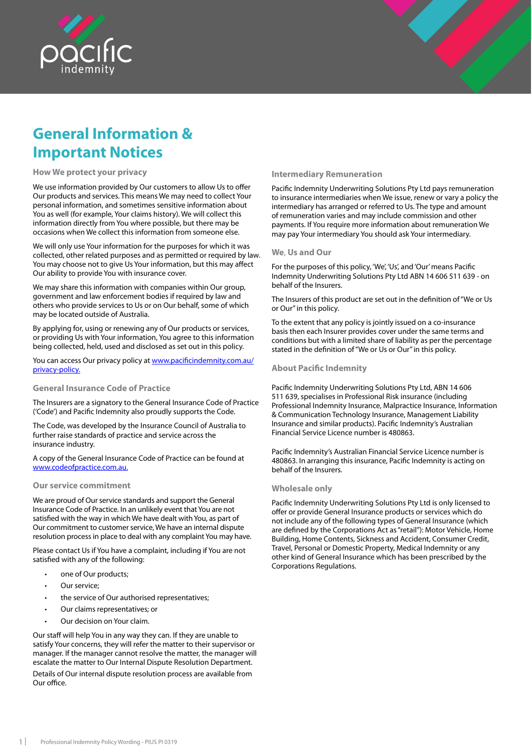# General Information & Important Notices

### How We protect your privacy

We use information provided by Our customers to allow Us to offer Our products and services. This means We may need to collect Your personal information, and sometimes sensitive information about You as well (for example, Your claims history). We will collect this information directly from You where possible, but there may be occasions when We collect this information from someone else.

We will only use Your information for the purposes for which it was collected, other related purposes and as permitted or required by law. You may choose not to give Us Your information, but this may affect Our ability to provide You with insurance cover.

We may share this information with companies within Our group, government and law enforcement bodies if required by law and others who provide services to Us or on Our behalf, some of which may be located outside of Australia.

By applying for, using or renewing any of Our products or services, or providing Us with Your information, You agree to this information being collected, held, used and disclosed as set out in this policy.

You can access Our privacy policy at [www.pacificindemnity.com.au/privacy-policy.](www.pacificindemnity.com.au/privacy-policy)

### General Insurance Code of Practice

The Insurers are a signatory to the General Insurance Code of Practice ('Code') and Pacific Indemnity also proudly supports the Code.

The Code, was developed by the Insurance Council of Australia to further raise standards of practice and service across the insurance industry.

A copy of the General Insurance Code of Practice can be found at [www.codeofpractice.com.au.](www.codeofpractice.com.au)

### Our service commitment

We are proud of Our service standards and support the General Insurance Code of Practice. In an unlikely event that You are not satisfied with the way in which We have dealt with You, as part of Our commitment to customer service, We have an internal dispute resolution process in place to deal with any complaint You may have.

Please contact Us if You have a complaint, including if You are not satisfied with any of the following:

- one of Our products;
- Our service;
- the service of Our authorised representatives;
- Our claims representatives; or
- Our decision on Your claim.

Our staff will help You in any way they can. If they are unable to satisfy Your concerns, they will refer the matter to their supervisor or manager. If the manager cannot resolve the matter, the manager will escalate the matter to Our Internal Dispute Resolution Department.

Details of Our internal dispute resolution process are available from Our office.

### Intermediary Remuneration

Pacific Indemnity Underwriting Solutions Pty Ltd pays remuneration to insurance intermediaries when We issue, renew or vary a policy the intermediary has arranged or referred to Us. The type and amount of remuneration varies and may include commission and other payments. If You require more information about remuneration We may pay Your intermediary You should ask Your intermediary.

### We, Us and Our

For the purposes of this policy, 'We', 'Us', and 'Our' means Pacific Indemnity Underwriting Solutions Pty Ltd ABN 14 606 511 639 - on behalf of the Insurers.

The Insurers of this product are set out in the definition of "We or Us or Our" in this policy.

To the extent that any policy is jointly issued on a co-insurance basis then each Insurer provides cover under the same terms and conditions but with a limited share of liability as per the percentage stated in the definition of "We or Us or Our" in this policy.

### About Pacific Indemnity

Pacific Indemnity Underwriting Solutions Pty Ltd, ABN 14 606 511 639, specialises in Professional Risk insurance (including Professional Indemnity Insurance, Malpractice Insurance, Information & Communication Technology Insurance, Management Liability Insurance and similar products). Pacific Indemnity's Australian Financial Service Licence number is 480863.

Pacific Indemnity's Australian Financial Service Licence number is 480863. In arranging this insurance, Pacific Indemnity is acting on behalf of the Insurers.

### Wholesale only

Pacific Indemnity Underwriting Solutions Pty Ltd is only licensed to offer or provide General Insurance products or services which do not include any of the following types of General Insurance (which are defined by the Corporations Act as "retail"): Motor Vehicle, Home Building, Home Contents, Sickness and Accident, Consumer Credit, Travel, Personal or Domestic Property, Medical Indemnity or any other kind of General Insurance which has been prescribed by the Corporations Regulations.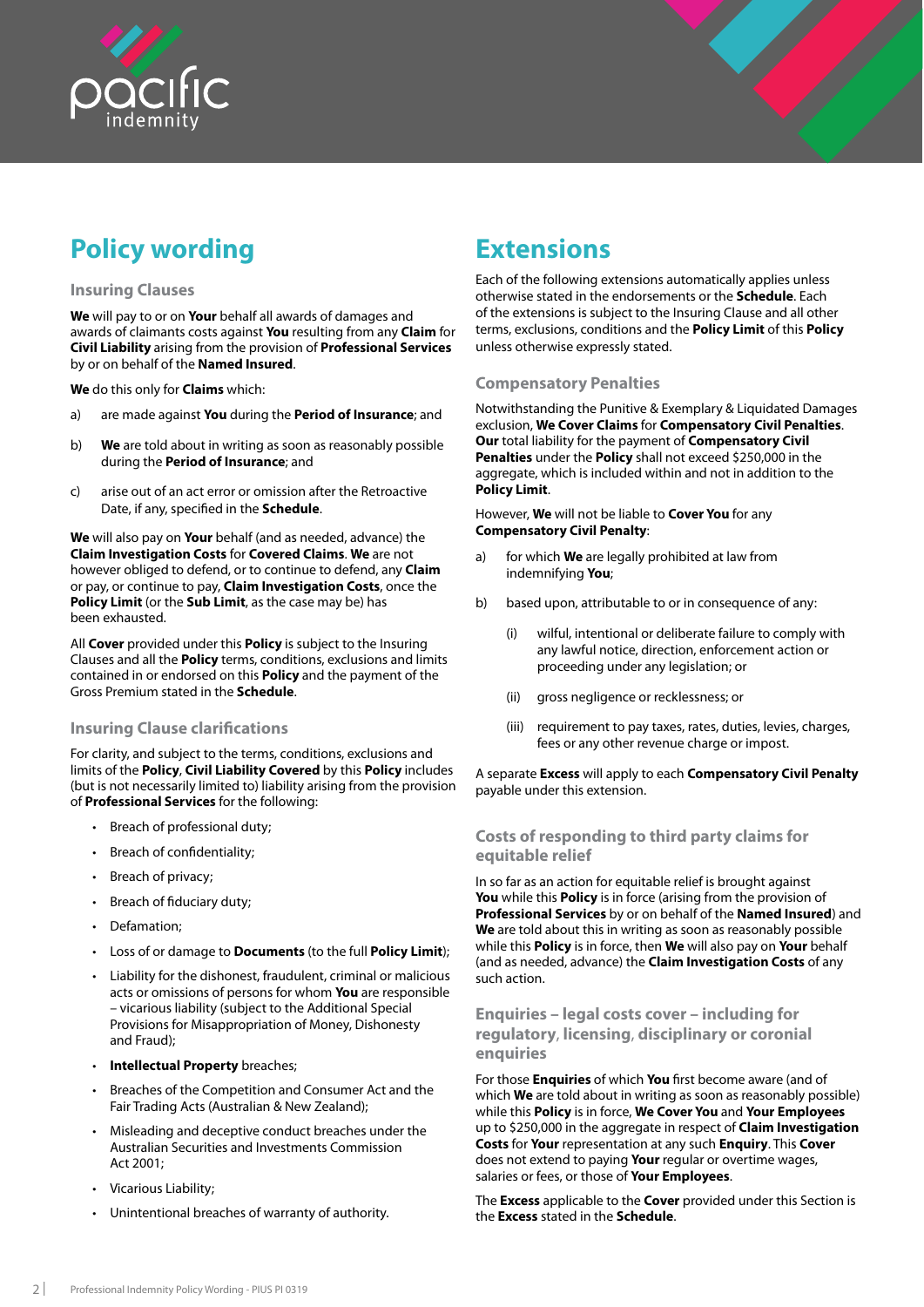# Policy wording

## Insuring Clauses

**We** will pay to or on **Your** behalf all awards of damages and awards of claimants costs against **You** resulting from any **Claim** for **Civil Liability** arising from the provision of **Professional Services** by or on behalf of the **Named Insured**.

**We** do this only for **Claims** which:

a) are made against **You** during the **Period of Insurance**; and

b) **We** are told about in writing as soon as reasonably possible during the **Period of Insurance**; and

c) arise out of an act error or omission after the Retroactive Date, if any, specified in the **Schedule**.

**We** will also pay on **Your** behalf (and as needed, advance) the **Claim Investigation Costs** for **Covered Claims**. **We** are not however obliged to defend, or to continue to defend, any **Claim** or pay, or continue to pay, **Claim Investigation Costs**, once the **Policy Limit** (or the **Sub Limit**, as the case may be) has been exhausted.

All **Cover** provided under this **Policy** is subject to the Insuring Clauses and all the **Policy** terms, conditions, exclusions and limits contained in or endorsed on this **Policy** and the payment of the Gross Premium stated in the **Schedule**.

## Insuring Clause clarifications

For clarity, and subject to the terms, conditions, exclusions and limits of the **Policy**, **Civil Liability Covered** by this **Policy** includes (but is not necessarily limited to) liability arising from the provision of **Professional Services** for the following:

- Breach of professional duty;
- Breach of confidentiality;
- Breach of privacy;
- Breach of fiduciary duty;
- Defamation;
- Loss of or damage to **Documents** (to the full **Policy Limit**);
- Liability for the dishonest, fraudulent, criminal or malicious acts or omissions of persons for whom **You** are responsible – vicarious liability (subject to the Additional Special Provisions for Misappropriation of Money, Dishonesty and Fraud);
- **Intellectual Property** breaches;
- Breaches of the Competition and Consumer Act and the Fair Trading Acts (Australian & New Zealand);
- Misleading and deceptive conduct breaches under the Australian Securities and Investments Commission Act 2001;
- Vicarious Liability;
- Unintentional breaches of warranty of authority.

# Extensions

Each of the following extensions automatically applies unless otherwise stated in the endorsements or the **Schedule**. Each of the extensions is subject to the Insuring Clause and all other terms, exclusions, conditions and the **Policy Limit** of this **Policy** unless otherwise expressly stated.

## Compensatory Penalties

Notwithstanding the Punitive & Exemplary & Liquidated Damages exclusion, **We Cover Claims** for **Compensatory Civil Penalties**. **Our** total liability for the payment of **Compensatory Civil Penalties** under the **Policy** shall not exceed $250,000 in the aggregate, which is included within and not in addition to the **Policy Limit**.

However, **We** will not be liable to **Cover You** for any **Compensatory Civil Penalty**:

a) for which **We** are legally prohibited at law from indemnifying **You**;

b) based upon, attributable to or in consequence of any:

   (i) wilful, intentional or deliberate failure to comply with any lawful notice, direction, enforcement action or proceeding under any legislation; or

   (ii) gross negligence or recklessness; or

   (iii) requirement to pay taxes, rates, duties, levies, charges, fees or any other revenue charge or impost.

A separate **Excess** will apply to each **Compensatory Civil Penalty** payable under this extension.

## Costs of responding to third party claims for equitable relief

In so far as an action for equitable relief is brought against **You** while this **Policy** is in force (arising from the provision of **Professional Services** by or on behalf of the **Named Insured**) and **We** are told about this in writing as soon as reasonably possible while this **Policy** is in force, then **We** will also pay on **Your** behalf (and as needed, advance) the **Claim Investigation Costs** of any such action.

## Enquiries – legal costs cover – including for regulatory, licensing, disciplinary or coronial enquiries

For those **Enquiries** of which **You** first become aware (and of which **We** are told about in writing as soon as reasonably possible) while this **Policy** is in force, **We Cover You** and **Your Employees** up to $250,000 in the aggregate in respect of **Claim Investigation Costs** for **Your** representation at any such **Enquiry**. This **Cover** does not extend to paying **Your** regular or overtime wages, salaries or fees, or those of **Your Employees**.

The **Excess** applicable to the **Cover** provided under this Section is the **Excess** stated in the **Schedule**.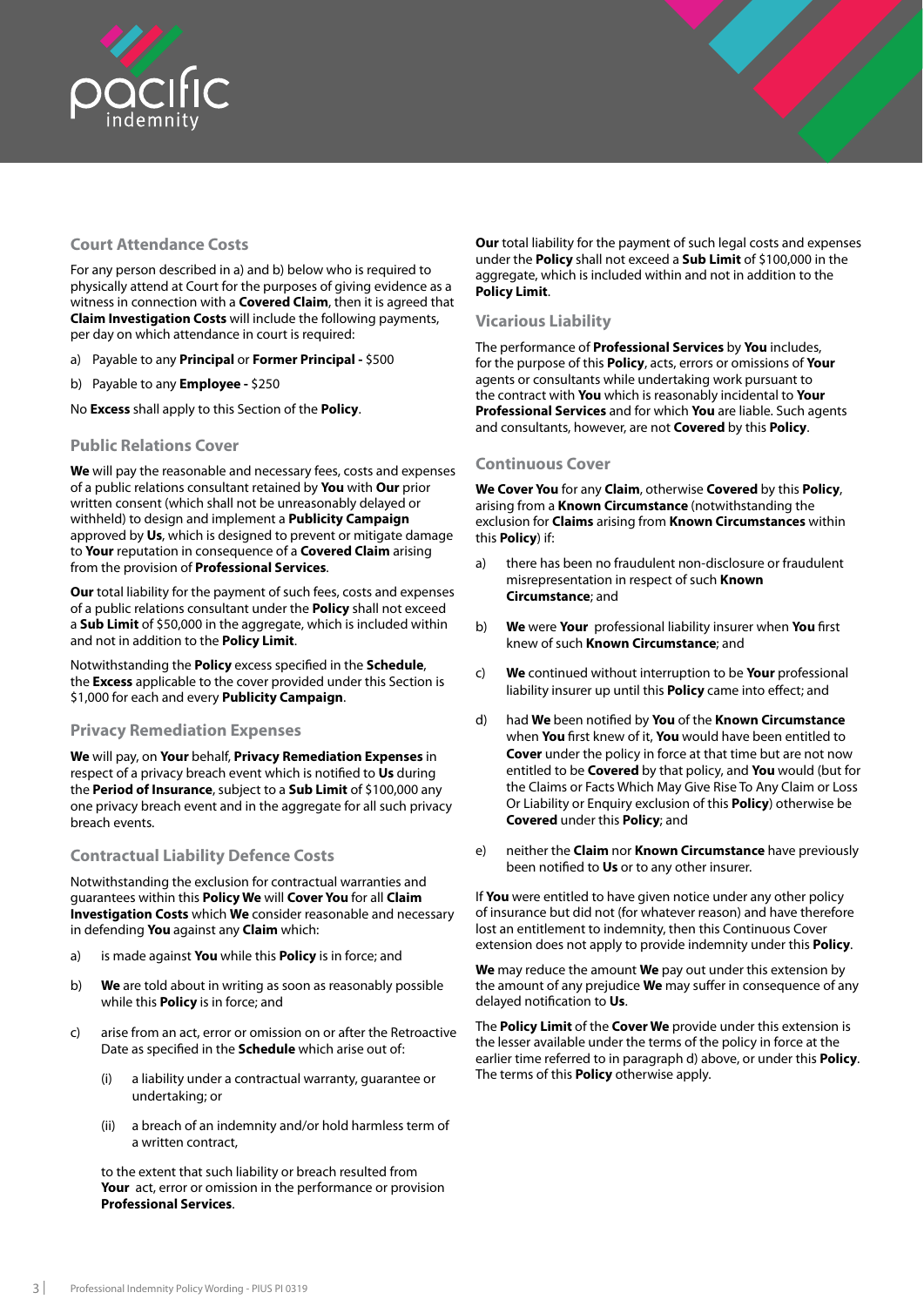## Court Attendance Costs

For any person described in a) and b) below who is required to physically attend at Court for the purposes of giving evidence as a witness in connection with a **Covered Claim**, then it is agreed that **Claim Investigation Costs** will include the following payments, per day on which attendance in court is required:

a) Payable to any **Principal** or **Former Principal -** $500

b) Payable to any **Employee -** $250

No **Excess** shall apply to this Section of the **Policy**.

## Public Relations Cover

**We** will pay the reasonable and necessary fees, costs and expenses of a public relations consultant retained by **You** with **Our** prior written consent (which shall not be unreasonably delayed or withheld) to design and implement a **Publicity Campaign** approved by **Us**, which is designed to prevent or mitigate damage to **Your** reputation in consequence of a **Covered Claim** arising from the provision of **Professional Services**.

**Our** total liability for the payment of such fees, costs and expenses of a public relations consultant under the **Policy** shall not exceed a **Sub Limit** of $50,000 in the aggregate, which is included within and not in addition to the **Policy Limit**.

Notwithstanding the **Policy** excess specified in the **Schedule**, the **Excess** applicable to the cover provided under this Section is $1,000 for each and every **Publicity Campaign**.

## Privacy Remediation Expenses

**We** will pay, on **Your** behalf, **Privacy Remediation Expenses** in respect of a privacy breach event which is notified to **Us** during the **Period of Insurance**, subject to a **Sub Limit** of $100,000 any one privacy breach event and in the aggregate for all such privacy breach events.

## Contractual Liability Defence Costs

Notwithstanding the exclusion for contractual warranties and guarantees within this **Policy We** will **Cover You** for all **Claim Investigation Costs** which **We** consider reasonable and necessary in defending **You** against any **Claim** which:

a) is made against **You** while this **Policy** is in force; and

b) **We** are told about in writing as soon as reasonably possible while this **Policy** is in force; and

c) arise from an act, error or omission on or after the Retroactive Date as specified in the **Schedule** which arise out of:

   (i) a liability under a contractual warranty, guarantee or undertaking; or

   (ii) a breach of an indemnity and/or hold harmless term of a written contract,

   to the extent that such liability or breach resulted from **Your** act, error or omission in the performance or provision **Professional Services**.

**Our** total liability for the payment of such legal costs and expenses under the **Policy** shall not exceed a **Sub Limit** of $100,000 in the aggregate, which is included within and not in addition to the **Policy Limit**.

## Vicarious Liability

The performance of **Professional Services** by **You** includes, for the purpose of this **Policy**, acts, errors or omissions of **Your** agents or consultants while undertaking work pursuant to the contract with **You** which is reasonably incidental to **Your Professional Services** and for which **You** are liable. Such agents and consultants, however, are not **Covered** by this **Policy**.

## Continuous Cover

**We Cover You** for any **Claim**, otherwise **Covered** by this **Policy**, arising from a **Known Circumstance** (notwithstanding the exclusion for **Claims** arising from **Known Circumstances** within this **Policy**) if:

a) there has been no fraudulent non-disclosure or fraudulent misrepresentation in respect of such **Known Circumstance**; and

b) **We** were **Your** professional liability insurer when **You** first knew of such **Known Circumstance**; and

c) **We** continued without interruption to be **Your** professional liability insurer up until this **Policy** came into effect; and

d) had **We** been notified by **You** of the **Known Circumstance** when **You** first knew of it, **You** would have been entitled to **Cover** under the policy in force at that time but are not now entitled to be **Covered** by that policy, and **You** would (but for the Claims or Facts Which May Give Rise To Any Claim or Loss Or Liability or Enquiry exclusion of this **Policy**) otherwise be **Covered** under this **Policy**; and

e) neither the **Claim** nor **Known Circumstance** have previously been notified to **Us** or to any other insurer.

If **You** were entitled to have given notice under any other policy of insurance but did not (for whatever reason) and have therefore lost an entitlement to indemnity, then this Continuous Cover extension does not apply to provide indemnity under this **Policy**.

**We** may reduce the amount **We** pay out under this extension by the amount of any prejudice **We** may suffer in consequence of any delayed notification to **Us**.

The **Policy Limit** of the **Cover We** provide under this extension is the lesser available under the terms of the policy in force at the earlier time referred to in paragraph d) above, or under this **Policy**. The terms of this **Policy** otherwise apply.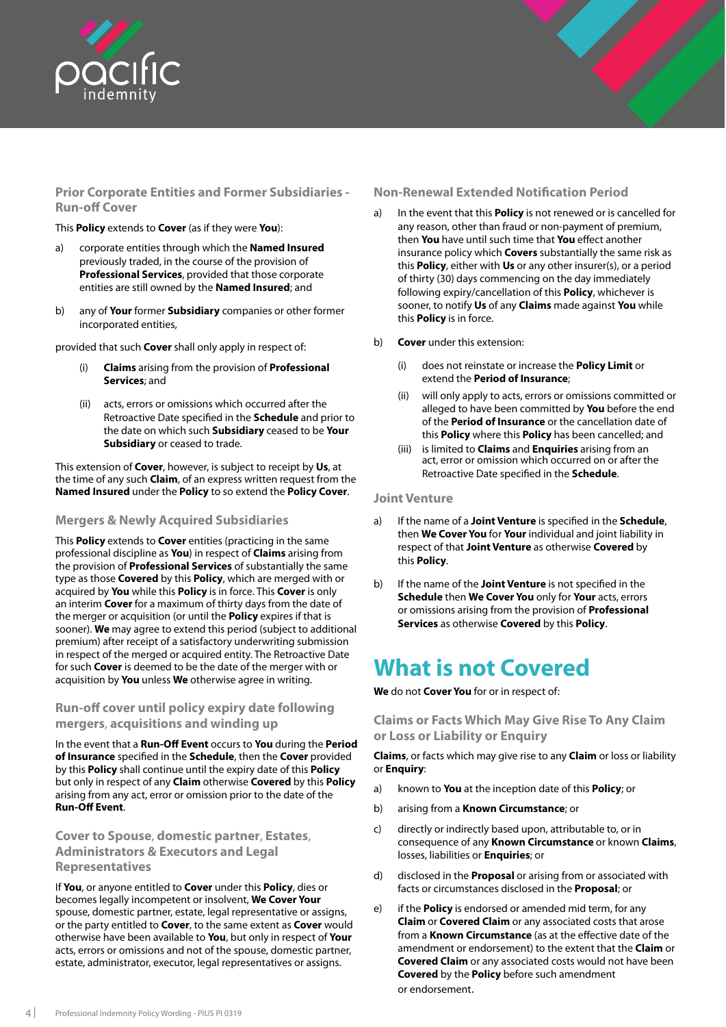### Prior Corporate Entities and Former Subsidiaries - Run-off Cover

This **Policy** extends to **Cover** (as if they were **You**):

a) corporate entities through which the **Named Insured** previously traded, in the course of the provision of **Professional Services**, provided that those corporate entities are still owned by the **Named Insured**; and

b) any of **Your** former **Subsidiary** companies or other former incorporated entities,

provided that such **Cover** shall only apply in respect of:

(i) **Claims** arising from the provision of **Professional Services**; and

(ii) acts, errors or omissions which occurred after the Retroactive Date specified in the **Schedule** and prior to the date on which such **Subsidiary** ceased to be **Your Subsidiary** or ceased to trade.

This extension of **Cover**, however, is subject to receipt by **Us**, at the time of any such **Claim**, of an express written request from the **Named Insured** under the **Policy** to so extend the **Policy Cover**.

### Mergers & Newly Acquired Subsidiaries

This **Policy** extends to **Cover** entities (practicing in the same professional discipline as **You**) in respect of **Claims** arising from the provision of **Professional Services** of substantially the same type as those **Covered** by this **Policy**, which are merged with or acquired by **You** while this **Policy** is in force. This **Cover** is only an interim **Cover** for a maximum of thirty days from the date of the merger or acquisition (or until the **Policy** expires if that is sooner). **We** may agree to extend this period (subject to additional premium) after receipt of a satisfactory underwriting submission in respect of the merged or acquired entity. The Retroactive Date for such **Cover** is deemed to be the date of the merger with or acquisition by **You** unless **We** otherwise agree in writing.

### Run-off cover until policy expiry date following mergers, acquisitions and winding up

In the event that a **Run-Off Event** occurs to **You** during the **Period of Insurance** specified in the **Schedule**, then the **Cover** provided by this **Policy** shall continue until the expiry date of this **Policy** but only in respect of any **Claim** otherwise **Covered** by this **Policy** arising from any act, error or omission prior to the date of the **Run-Off Event**.

### Cover to Spouse, domestic partner, Estates, Administrators & Executors and Legal Representatives

If **You**, or anyone entitled to **Cover** under this **Policy**, dies or becomes legally incompetent or insolvent, **We Cover Your** spouse, domestic partner, estate, legal representative or assigns, or the party entitled to **Cover**, to the same extent as **Cover** would otherwise have been available to **You**, but only in respect of **Your** acts, errors or omissions and not of the spouse, domestic partner, estate, administrator, executor, legal representatives or assigns.

### Non-Renewal Extended Notification Period

a) In the event that this **Policy** is not renewed or is cancelled for any reason, other than fraud or non-payment of premium, then **You** have until such time that **You** effect another insurance policy which **Covers** substantially the same risk as this **Policy**, either with **Us** or any other insurer(s), or a period of thirty (30) days commencing on the day immediately following expiry/cancellation of this **Policy**, whichever is sooner, to notify **Us** of any **Claims** made against **You** while this **Policy** is in force.

b) **Cover** under this extension:

(i) does not reinstate or increase the **Policy Limit** or extend the **Period of Insurance**;

(ii) will only apply to acts, errors or omissions committed or alleged to have been committed by **You** before the end of the **Period of Insurance** or the cancellation date of this **Policy** where this **Policy** has been cancelled; and

(iii) is limited to **Claims** and **Enquiries** arising from an act, error or omission which occurred on or after the Retroactive Date specified in the **Schedule**.

### Joint Venture

a) If the name of a **Joint Venture** is specified in the **Schedule**, then **We Cover You** for **Your** individual and joint liability in respect of that **Joint Venture** as otherwise **Covered** by this **Policy**.

b) If the name of the **Joint Venture** is not specified in the **Schedule** then **We Cover You** only for **Your** acts, errors or omissions arising from the provision of **Professional Services** as otherwise **Covered** by this **Policy**.

## What is not Covered

**We** do not **Cover You** for or in respect of:

### Claims or Facts Which May Give Rise To Any Claim or Loss or Liability or Enquiry

**Claims**, or facts which may give rise to any **Claim** or loss or liability or **Enquiry**:

a) known to **You** at the inception date of this **Policy**; or

b) arising from a **Known Circumstance**; or

c) directly or indirectly based upon, attributable to, or in consequence of any **Known Circumstance** or known **Claims**, losses, liabilities or **Enquiries**; or

d) disclosed in the **Proposal** or arising from or associated with facts or circumstances disclosed in the **Proposal**; or

e) if the **Policy** is endorsed or amended mid term, for any **Claim** or **Covered Claim** or any associated costs that arose from a **Known Circumstance** (as at the effective date of the amendment or endorsement) to the extent that the **Claim** or **Covered Claim** or any associated costs would not have been **Covered** by the **Policy** before such amendment or endorsement.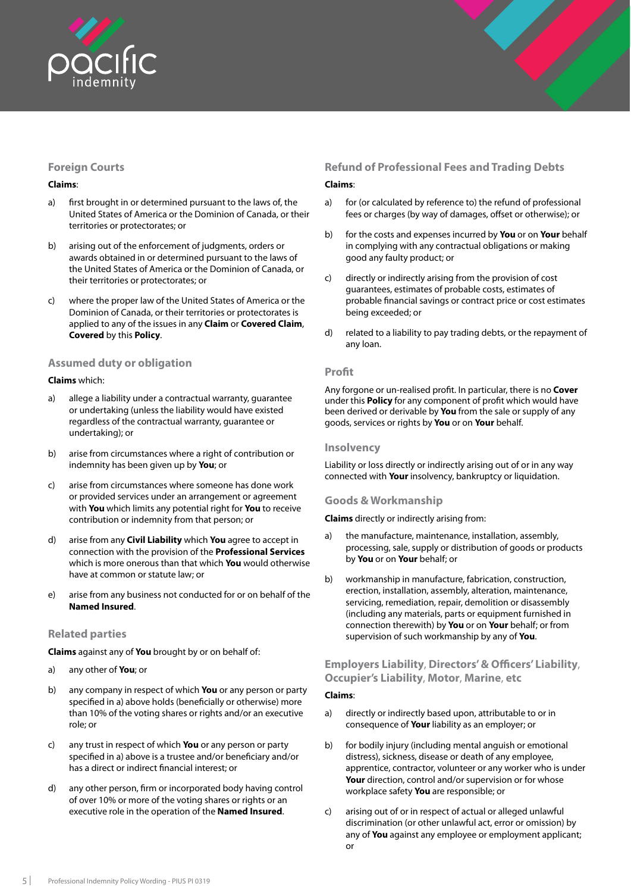### Foreign Courts

**Claims**:

a) first brought in or determined pursuant to the laws of, the United States of America or the Dominion of Canada, or their territories or protectorates; or

b) arising out of the enforcement of judgments, orders or awards obtained in or determined pursuant to the laws of the United States of America or the Dominion of Canada, or their territories or protectorates; or

c) where the proper law of the United States of America or the Dominion of Canada, or their territories or protectorates is applied to any of the issues in any **Claim** or **Covered Claim**, **Covered** by this **Policy**.

### Assumed duty or obligation

**Claims** which:

a) allege a liability under a contractual warranty, guarantee or undertaking (unless the liability would have existed regardless of the contractual warranty, guarantee or undertaking); or

b) arise from circumstances where a right of contribution or indemnity has been given up by **You**; or

c) arise from circumstances where someone has done work or provided services under an arrangement or agreement with **You** which limits any potential right for **You** to receive contribution or indemnity from that person; or

d) arise from any **Civil Liability** which **You** agree to accept in connection with the provision of the **Professional Services** which is more onerous than that which **You** would otherwise have at common or statute law; or

e) arise from any business not conducted for or on behalf of the **Named Insured**.

### Related parties

**Claims** against any of **You** brought by or on behalf of:

a) any other of **You**; or

b) any company in respect of which **You** or any person or party specified in a) above holds (beneficially or otherwise) more than 10% of the voting shares or rights and/or an executive role; or

c) any trust in respect of which **You** or any person or party specified in a) above is a trustee and/or beneficiary and/or has a direct or indirect financial interest; or

d) any other person, firm or incorporated body having control of over 10% or more of the voting shares or rights or an executive role in the operation of the **Named Insured**.

### Refund of Professional Fees and Trading Debts

**Claims**:

a) for (or calculated by reference to) the refund of professional fees or charges (by way of damages, offset or otherwise); or

b) for the costs and expenses incurred by **You** or on **Your** behalf in complying with any contractual obligations or making good any faulty product; or

c) directly or indirectly arising from the provision of cost guarantees, estimates of probable costs, estimates of probable financial savings or contract price or cost estimates being exceeded; or

d) related to a liability to pay trading debts, or the repayment of any loan.

### Profit

Any forgone or un-realised profit. In particular, there is no **Cover** under this **Policy** for any component of profit which would have been derived or derivable by **You** from the sale or supply of any goods, services or rights by **You** or on **Your** behalf.

### Insolvency

Liability or loss directly or indirectly arising out of or in any way connected with **Your** insolvency, bankruptcy or liquidation.

### Goods & Workmanship

**Claims** directly or indirectly arising from:

a) the manufacture, maintenance, installation, assembly, processing, sale, supply or distribution of goods or products by **You** or on **Your** behalf; or

b) workmanship in manufacture, fabrication, construction, erection, installation, assembly, alteration, maintenance, servicing, remediation, repair, demolition or disassembly (including any materials, parts or equipment furnished in connection therewith) by **You** or on **Your** behalf; or from supervision of such workmanship by any of **You**.

### Employers Liability, Directors' & Officers' Liability, Occupier's Liability, Motor, Marine, etc

**Claims**:

a) directly or indirectly based upon, attributable to or in consequence of **Your** liability as an employer; or

b) for bodily injury (including mental anguish or emotional distress), sickness, disease or death of any employee, apprentice, contractor, volunteer or any worker who is under **Your** direction, control and/or supervision or for whose workplace safety **You** are responsible; or

c) arising out of or in respect of actual or alleged unlawful discrimination (or other unlawful act, error or omission) by any of **You** against any employee or employment applicant; or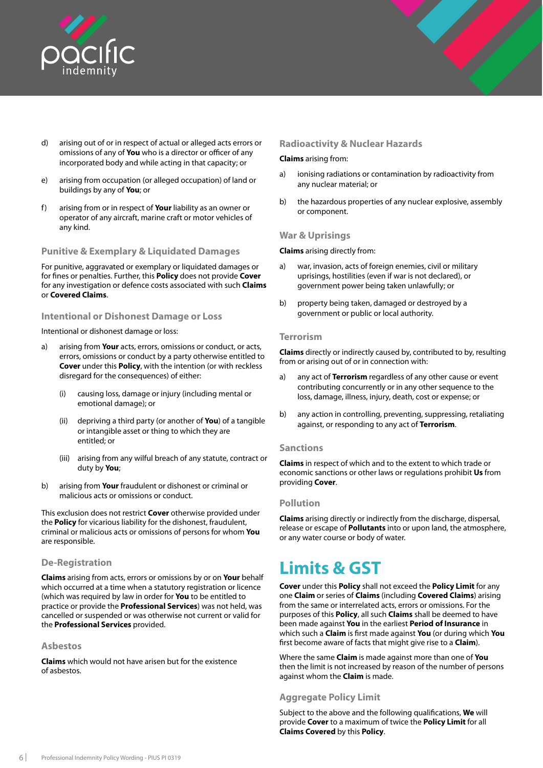d) arising out of or in respect of actual or alleged acts errors or omissions of any of **You** who is a director or officer of any incorporated body and while acting in that capacity; or

e) arising from occupation (or alleged occupation) of land or buildings by any of **You**; or

f) arising from or in respect of **Your** liability as an owner or operator of any aircraft, marine craft or motor vehicles of any kind.

### Punitive & Exemplary & Liquidated Damages

For punitive, aggravated or exemplary or liquidated damages or for fines or penalties. Further, this **Policy** does not provide **Cover** for any investigation or defence costs associated with such **Claims** or **Covered Claims**.

### Intentional or Dishonest Damage or Loss

Intentional or dishonest damage or loss:

a) arising from **Your** acts, errors, omissions or conduct, or acts, errors, omissions or conduct by a party otherwise entitled to **Cover** under this **Policy**, with the intention (or with reckless disregard for the consequences) of either:

   (i) causing loss, damage or injury (including mental or emotional damage); or

   (ii) depriving a third party (or another of **You**) of a tangible or intangible asset or thing to which they are entitled; or

   (iii) arising from any wilful breach of any statute, contract or duty by **You**;

b) arising from **Your** fraudulent or dishonest or criminal or malicious acts or omissions or conduct.

This exclusion does not restrict **Cover** otherwise provided under the **Policy** for vicarious liability for the dishonest, fraudulent, criminal or malicious acts or omissions of persons for whom **You** are responsible.

### De-Registration

**Claims** arising from acts, errors or omissions by or on **Your** behalf which occurred at a time when a statutory registration or licence (which was required by law in order for **You** to be entitled to practice or provide the **Professional Services**) was not held, was cancelled or suspended or was otherwise not current or valid for the **Professional Services** provided.

### Asbestos

**Claims** which would not have arisen but for the existence of asbestos.

### Radioactivity & Nuclear Hazards

**Claims** arising from:

a) ionising radiations or contamination by radioactivity from any nuclear material; or

b) the hazardous properties of any nuclear explosive, assembly or component.

### War & Uprisings

**Claims** arising directly from:

a) war, invasion, acts of foreign enemies, civil or military uprisings, hostilities (even if war is not declared), or government power being taken unlawfully; or

b) property being taken, damaged or destroyed by a government or public or local authority.

### Terrorism

**Claims** directly or indirectly caused by, contributed to by, resulting from or arising out of or in connection with:

a) any act of **Terrorism** regardless of any other cause or event contributing concurrently or in any other sequence to the loss, damage, illness, injury, death, cost or expense; or

b) any action in controlling, preventing, suppressing, retaliating against, or responding to any act of **Terrorism**.

### Sanctions

**Claims** in respect of which and to the extent to which trade or economic sanctions or other laws or regulations prohibit **Us** from providing **Cover**.

### Pollution

**Claims** arising directly or indirectly from the discharge, dispersal, release or escape of **Pollutants** into or upon land, the atmosphere, or any water course or body of water.

## Limits & GST

**Cover** under this **Policy** shall not exceed the **Policy Limit** for any one **Claim** or series of **Claims** (including **Covered Claims**) arising from the same or interrelated acts, errors or omissions. For the purposes of this **Policy**, all such **Claims** shall be deemed to have been made against **You** in the earliest **Period of Insurance** in which such a **Claim** is first made against **You** (or during which **You** first become aware of facts that might give rise to a **Claim**).

Where the same **Claim** is made against more than one of **You** then the limit is not increased by reason of the number of persons against whom the **Claim** is made.

### Aggregate Policy Limit

Subject to the above and the following qualifications, **We** will provide **Cover** to a maximum of twice the **Policy Limit** for all **Claims Covered** by this **Policy**.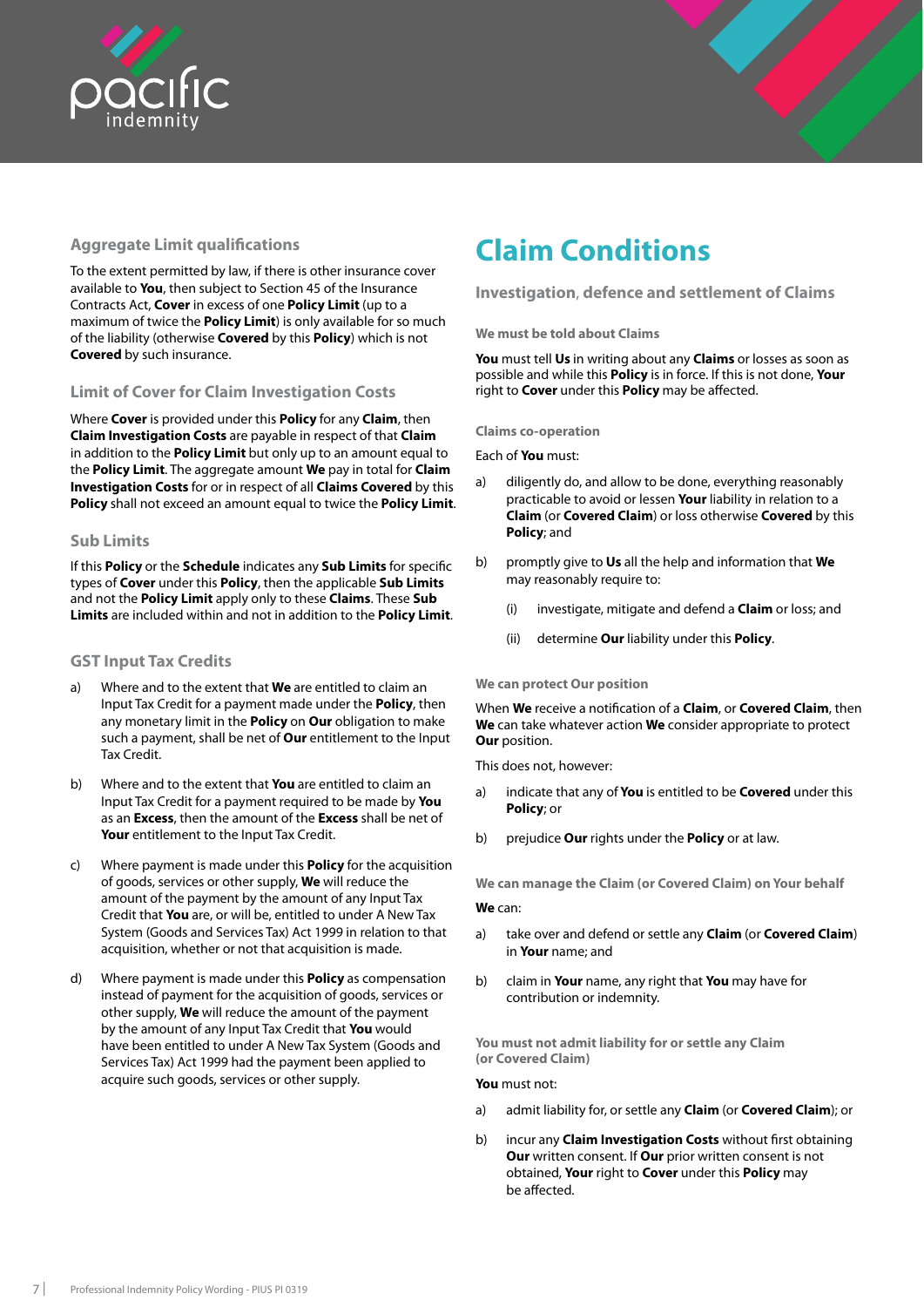### Aggregate Limit qualifications

To the extent permitted by law, if there is other insurance cover available to **You**, then subject to Section 45 of the Insurance Contracts Act, **Cover** in excess of one **Policy Limit** (up to a maximum of twice the **Policy Limit**) is only available for so much of the liability (otherwise **Covered** by this **Policy**) which is not **Covered** by such insurance.

### Limit of Cover for Claim Investigation Costs

Where **Cover** is provided under this **Policy** for any **Claim**, then **Claim Investigation Costs** are payable in respect of that **Claim** in addition to the **Policy Limit** but only up to an amount equal to the **Policy Limit**. The aggregate amount **We** pay in total for **Claim Investigation Costs** for or in respect of all **Claims Covered** by this **Policy** shall not exceed an amount equal to twice the **Policy Limit**.

### Sub Limits

If this **Policy** or the **Schedule** indicates any **Sub Limits** for specific types of **Cover** under this **Policy**, then the applicable **Sub Limits** and not the **Policy Limit** apply only to these **Claims**. These **Sub Limits** are included within and not in addition to the **Policy Limit**.

### GST Input Tax Credits

a) Where and to the extent that **We** are entitled to claim an Input Tax Credit for a payment made under the **Policy**, then any monetary limit in the **Policy** on **Our** obligation to make such a payment, shall be net of **Our** entitlement to the Input Tax Credit.

b) Where and to the extent that **You** are entitled to claim an Input Tax Credit for a payment required to be made by **You** as an **Excess**, then the amount of the **Excess** shall be net of **Your** entitlement to the Input Tax Credit.

c) Where payment is made under this **Policy** for the acquisition of goods, services or other supply, **We** will reduce the amount of the payment by the amount of any Input Tax Credit that **You** are, or will be, entitled to under A New Tax System (Goods and Services Tax) Act 1999 in relation to that acquisition, whether or not that acquisition is made.

d) Where payment is made under this **Policy** as compensation instead of payment for the acquisition of goods, services or other supply, **We** will reduce the amount of the payment by the amount of any Input Tax Credit that **You** would have been entitled to under A New Tax System (Goods and Services Tax) Act 1999 had the payment been applied to acquire such goods, services or other supply.

# Claim Conditions

## Investigation, defence and settlement of Claims

#### We must be told about Claims

**You** must tell **Us** in writing about any **Claims** or losses as soon as possible and while this **Policy** is in force. If this is not done, **Your** right to **Cover** under this **Policy** may be affected.

#### Claims co-operation

Each of **You** must:

a) diligently do, and allow to be done, everything reasonably practicable to avoid or lessen **Your** liability in relation to a **Claim** (or **Covered Claim**) or loss otherwise **Covered** by this **Policy**; and

b) promptly give to **Us** all the help and information that **We** may reasonably require to:

   (i) investigate, mitigate and defend a **Claim** or loss; and

   (ii) determine **Our** liability under this **Policy**.

#### We can protect Our position

When **We** receive a notification of a **Claim**, or **Covered Claim**, then **We** can take whatever action **We** consider appropriate to protect **Our** position.

This does not, however:

a) indicate that any of **You** is entitled to be **Covered** under this **Policy**; or

b) prejudice **Our** rights under the **Policy** or at law.

#### We can manage the Claim (or Covered Claim) on Your behalf

**We** can:

a) take over and defend or settle any **Claim** (or **Covered Claim**) in **Your** name; and

b) claim in **Your** name, any right that **You** may have for contribution or indemnity.

#### You must not admit liability for or settle any Claim (or Covered Claim)

**You** must not:

a) admit liability for, or settle any **Claim** (or **Covered Claim**); or

b) incur any **Claim Investigation Costs** without first obtaining **Our** written consent. If **Our** prior written consent is not obtained, **Your** right to **Cover** under this **Policy** may be affected.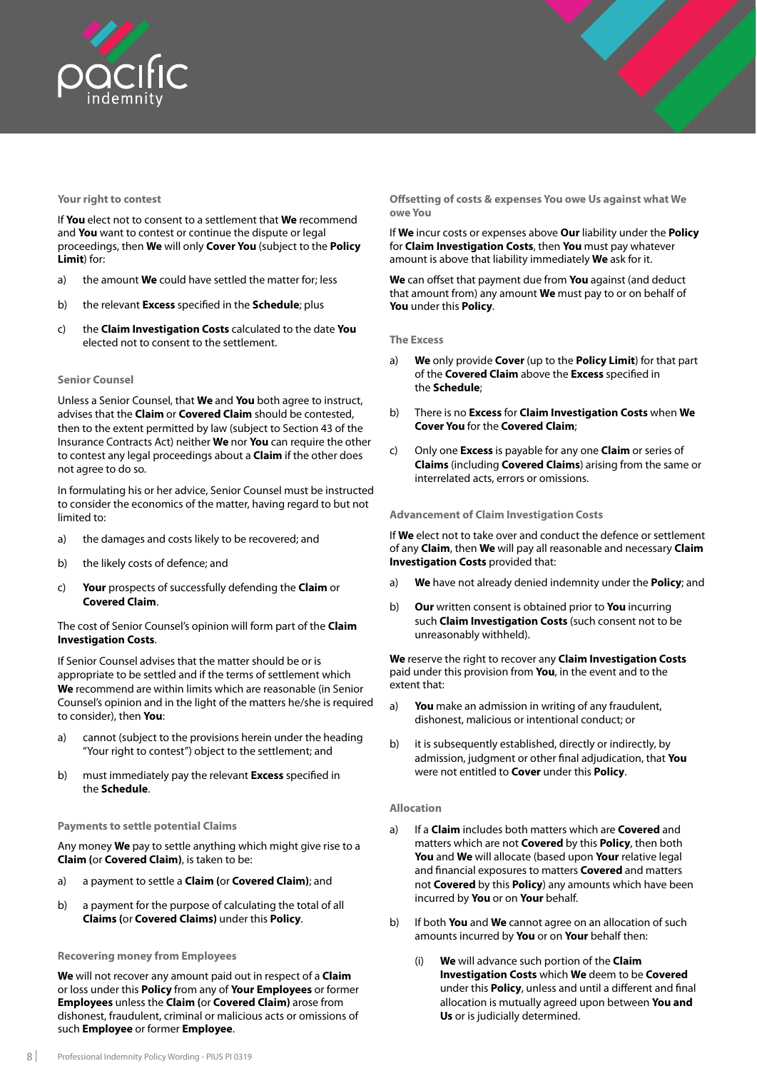### Your right to contest

If **You** elect not to consent to a settlement that **We** recommend and **You** want to contest or continue the dispute or legal proceedings, then **We** will only **Cover You** (subject to the **Policy Limit**) for:

a) the amount **We** could have settled the matter for; less

b) the relevant **Excess** specified in the **Schedule**; plus

c) the **Claim Investigation Costs** calculated to the date **You** elected not to consent to the settlement.

### Senior Counsel

Unless a Senior Counsel, that **We** and **You** both agree to instruct, advises that the **Claim** or **Covered Claim** should be contested, then to the extent permitted by law (subject to Section 43 of the Insurance Contracts Act) neither **We** nor **You** can require the other to contest any legal proceedings about a **Claim** if the other does not agree to do so.

In formulating his or her advice, Senior Counsel must be instructed to consider the economics of the matter, having regard to but not limited to:

a) the damages and costs likely to be recovered; and

b) the likely costs of defence; and

c) **Your** prospects of successfully defending the **Claim** or **Covered Claim**.

The cost of Senior Counsel's opinion will form part of the **Claim Investigation Costs**.

If Senior Counsel advises that the matter should be or is appropriate to be settled and if the terms of settlement which **We** recommend are within limits which are reasonable (in Senior Counsel's opinion and in the light of the matters he/she is required to consider), then **You**:

a) cannot (subject to the provisions herein under the heading "Your right to contest") object to the settlement; and

b) must immediately pay the relevant **Excess** specified in the **Schedule**.

### Payments to settle potential Claims

Any money **We** pay to settle anything which might give rise to a **Claim (**or **Covered Claim)**, is taken to be:

a) a payment to settle a **Claim (**or **Covered Claim)**; and

b) a payment for the purpose of calculating the total of all **Claims (**or **Covered Claims)** under this **Policy**.

### Recovering money from Employees

**We** will not recover any amount paid out in respect of a **Claim** or loss under this **Policy** from any of **Your Employees** or former **Employees** unless the **Claim (**or **Covered Claim)** arose from dishonest, fraudulent, criminal or malicious acts or omissions of such **Employee** or former **Employee**.

### Offsetting of costs & expenses You owe Us against what We owe You

If **We** incur costs or expenses above **Our** liability under the **Policy** for **Claim Investigation Costs**, then **You** must pay whatever amount is above that liability immediately **We** ask for it.

**We** can offset that payment due from **You** against (and deduct that amount from) any amount **We** must pay to or on behalf of **You** under this **Policy**.

### The Excess

a) **We** only provide **Cover** (up to the **Policy Limit**) for that part of the **Covered Claim** above the **Excess** specified in the **Schedule**;

b) There is no **Excess** for **Claim Investigation Costs** when **We Cover You** for the **Covered Claim**;

c) Only one **Excess** is payable for any one **Claim** or series of **Claims** (including **Covered Claims**) arising from the same or interrelated acts, errors or omissions.

### Advancement of Claim Investigation Costs

If **We** elect not to take over and conduct the defence or settlement of any **Claim**, then **We** will pay all reasonable and necessary **Claim Investigation Costs** provided that:

a) **We** have not already denied indemnity under the **Policy**; and

b) **Our** written consent is obtained prior to **You** incurring such **Claim Investigation Costs** (such consent not to be unreasonably withheld).

**We** reserve the right to recover any **Claim Investigation Costs** paid under this provision from **You**, in the event and to the extent that:

a) **You** make an admission in writing of any fraudulent, dishonest, malicious or intentional conduct; or

b) it is subsequently established, directly or indirectly, by admission, judgment or other final adjudication, that **You** were not entitled to **Cover** under this **Policy**.

### Allocation

a) If a **Claim** includes both matters which are **Covered** and matters which are not **Covered** by this **Policy**, then both **You** and **We** will allocate (based upon **Your** relative legal and financial exposures to matters **Covered** and matters not **Covered** by this **Policy**) any amounts which have been incurred by **You** or on **Your** behalf.

b) If both **You** and **We** cannot agree on an allocation of such amounts incurred by **You** or on **Your** behalf then:

   (i) **We** will advance such portion of the **Claim Investigation Costs** which **We** deem to be **Covered** under this **Policy**, unless and until a different and final allocation is mutually agreed upon between **You and Us** or is judicially determined.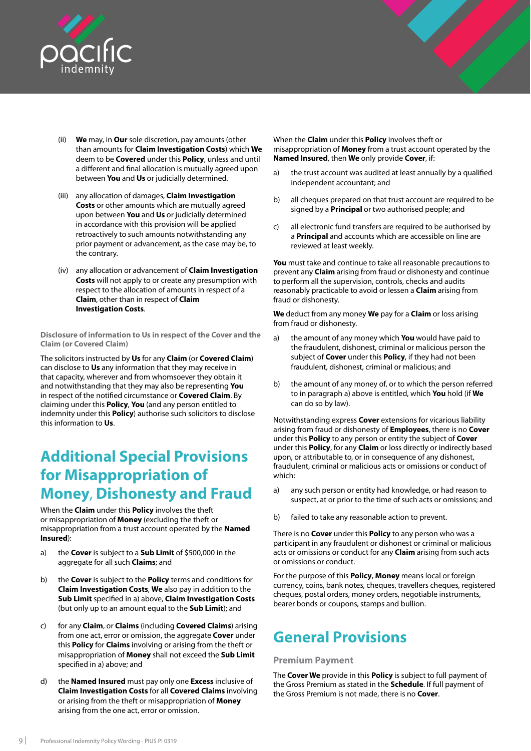(ii) **We** may, in **Our** sole discretion, pay amounts (other than amounts for **Claim Investigation Costs**) which **We** deem to be **Covered** under this **Policy**, unless and until a different and final allocation is mutually agreed upon between **You** and **Us** or judicially determined.

(iii) any allocation of damages, **Claim Investigation Costs** or other amounts which are mutually agreed upon between **You** and **Us** or judicially determined in accordance with this provision will be applied retroactively to such amounts notwithstanding any prior payment or advancement, as the case may be, to the contrary.

(iv) any allocation or advancement of **Claim Investigation Costs** will not apply to or create any presumption with respect to the allocation of amounts in respect of a **Claim**, other than in respect of **Claim Investigation Costs**.

### Disclosure of information to Us in respect of the Cover and the Claim (or Covered Claim)

The solicitors instructed by **Us** for any **Claim** (or **Covered Claim**) can disclose to **Us** any information that they may receive in that capacity, wherever and from whomsoever they obtain it and notwithstanding that they may also be representing **You** in respect of the notified circumstance or **Covered Claim**. By claiming under this **Policy**, **You** (and any person entitled to indemnity under this **Policy**) authorise such solicitors to disclose this information to **Us**.

## Additional Special Provisions for Misappropriation of Money, Dishonesty and Fraud

When the **Claim** under this **Policy** involves the theft or misappropriation of **Money** (excluding the theft or misappropriation from a trust account operated by the **Named Insured**):

a) the **Cover** is subject to a **Sub Limit** of $500,000 in the aggregate for all such **Claims**; and

b) the **Cover** is subject to the **Policy** terms and conditions for **Claim Investigation Costs**, **We** also pay in addition to the **Sub Limit** specified in a) above, **Claim Investigation Costs** (but only up to an amount equal to the **Sub Limit**); and

c) for any **Claim**, or **Claims** (including **Covered Claims**) arising from one act, error or omission, the aggregate **Cover** under this **Policy** for **Claims** involving or arising from the theft or misappropriation of **Money** shall not exceed the **Sub Limit** specified in a) above; and

d) the **Named Insured** must pay only one **Excess** inclusive of **Claim Investigation Costs** for all **Covered Claims** involving or arising from the theft or misappropriation of **Money** arising from the one act, error or omission.

When the **Claim** under this **Policy** involves theft or misappropriation of **Money** from a trust account operated by the **Named Insured**, then **We** only provide **Cover**, if:

a) the trust account was audited at least annually by a qualified independent accountant; and

b) all cheques prepared on that trust account are required to be signed by a **Principal** or two authorised people; and

c) all electronic fund transfers are required to be authorised by a **Principal** and accounts which are accessible on line are reviewed at least weekly.

**You** must take and continue to take all reasonable precautions to prevent any **Claim** arising from fraud or dishonesty and continue to perform all the supervision, controls, checks and audits reasonably practicable to avoid or lessen a **Claim** arising from fraud or dishonesty.

**We** deduct from any money **We** pay for a **Claim** or loss arising from fraud or dishonesty:

a) the amount of any money which **You** would have paid to the fraudulent, dishonest, criminal or malicious person the subject of **Cover** under this **Policy**, if they had not been fraudulent, dishonest, criminal or malicious; and

b) the amount of any money of, or to which the person referred to in paragraph a) above is entitled, which **You** hold (if **We** can do so by law).

Notwithstanding express **Cover** extensions for vicarious liability arising from fraud or dishonesty of **Employees**, there is no **Cover** under this **Policy** to any person or entity the subject of **Cover** under this **Policy**, for any **Claim** or loss directly or indirectly based upon, or attributable to, or in consequence of any dishonest, fraudulent, criminal or malicious acts or omissions or conduct of which:

a) any such person or entity had knowledge, or had reason to suspect, at or prior to the time of such acts or omissions; and

b) failed to take any reasonable action to prevent.

There is no **Cover** under this **Policy** to any person who was a participant in any fraudulent or dishonest or criminal or malicious acts or omissions or conduct for any **Claim** arising from such acts or omissions or conduct.

For the purpose of this **Policy**, **Money** means local or foreign currency, coins, bank notes, cheques, travellers cheques, registered cheques, postal orders, money orders, negotiable instruments, bearer bonds or coupons, stamps and bullion.

## General Provisions

### Premium Payment

The **Cover We** provide in this **Policy** is subject to full payment of the Gross Premium as stated in the **Schedule**. If full payment of the Gross Premium is not made, there is no **Cover**.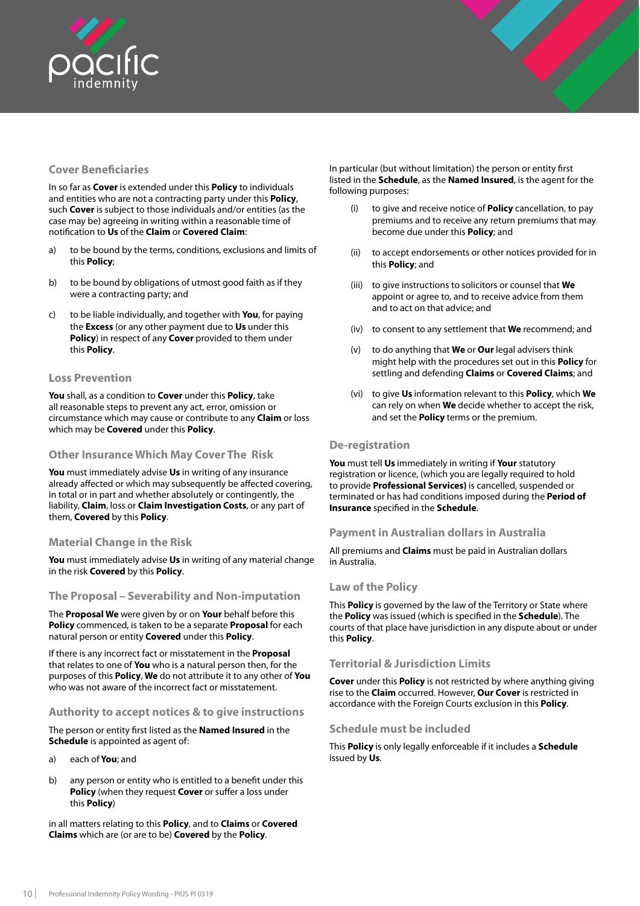## Cover Beneficiaries

In so far as **Cover** is extended under this **Policy** to individuals and entities who are not a contracting party under this **Policy**, such **Cover** is subject to those individuals and/or entities (as the case may be) agreeing in writing within a reasonable time of notification to **Us** of the **Claim** or **Covered Claim**:

a) to be bound by the terms, conditions, exclusions and limits of this **Policy**;

b) to be bound by obligations of utmost good faith as if they were a contracting party; and

c) to be liable individually, and together with **You**, for paying the **Excess** (or any other payment due to **Us** under this **Policy**) in respect of any **Cover** provided to them under this **Policy**.

## Loss Prevention

**You** shall, as a condition to **Cover** under this **Policy**, take all reasonable steps to prevent any act, error, omission or circumstance which may cause or contribute to any **Claim** or loss which may be **Covered** under this **Policy**.

## Other Insurance Which May Cover The Risk

**You** must immediately advise **Us** in writing of any insurance already affected or which may subsequently be affected covering, in total or in part and whether absolutely or contingently, the liability, **Claim**, loss or **Claim Investigation Costs**, or any part of them, **Covered** by this **Policy**.

## Material Change in the Risk

**You** must immediately advise **Us** in writing of any material change in the risk **Covered** by this **Policy**.

## The Proposal – Severability and Non-imputation

The **Proposal We** were given by or on **Your** behalf before this **Policy** commenced, is taken to be a separate **Proposal** for each natural person or entity **Covered** under this **Policy**.

If there is any incorrect fact or misstatement in the **Proposal** that relates to one of **You** who is a natural person then, for the purposes of this **Policy**, **We** do not attribute it to any other of **You** who was not aware of the incorrect fact or misstatement.

## Authority to accept notices & to give instructions

The person or entity first listed as the **Named Insured** in the **Schedule** is appointed as agent of:

a) each of **You**; and

b) any person or entity who is entitled to a benefit under this **Policy** (when they request **Cover** or suffer a loss under this **Policy**)

in all matters relating to this **Policy**, and to **Claims** or **Covered Claims** which are (or are to be) **Covered** by the **Policy**.

In particular (but without limitation) the person or entity first listed in the **Schedule**, as the **Named Insured**, is the agent for the following purposes:

(i) to give and receive notice of **Policy** cancellation, to pay premiums and to receive any return premiums that may become due under this **Policy**; and

(ii) to accept endorsements or other notices provided for in this **Policy**; and

(iii) to give instructions to solicitors or counsel that **We** appoint or agree to, and to receive advice from them and to act on that advice; and

(iv) to consent to any settlement that **We** recommend; and

(v) to do anything that **We** or **Our** legal advisers think might help with the procedures set out in this **Policy** for settling and defending **Claims** or **Covered Claims**; and

(vi) to give **Us** information relevant to this **Policy**, which **We** can rely on when **We** decide whether to accept the risk, and set the **Policy** terms or the premium.

## De-registration

**You** must tell **Us** immediately in writing if **Your** statutory registration or licence, (which you are legally required to hold to provide **Professional Services)** is cancelled, suspended or terminated or has had conditions imposed during the **Period of Insurance** specified in the **Schedule**.

## Payment in Australian dollars in Australia

All premiums and **Claims** must be paid in Australian dollars in Australia.

## Law of the Policy

This **Policy** is governed by the law of the Territory or State where the **Policy** was issued (which is specified in the **Schedule**). The courts of that place have jurisdiction in any dispute about or under this **Policy**.

## Territorial & Jurisdiction Limits

**Cover** under this **Policy** is not restricted by where anything giving rise to the **Claim** occurred. However, **Our Cover** is restricted in accordance with the Foreign Courts exclusion in this **Policy**.

## Schedule must be included

This **Policy** is only legally enforceable if it includes a **Schedule** issued by **Us**.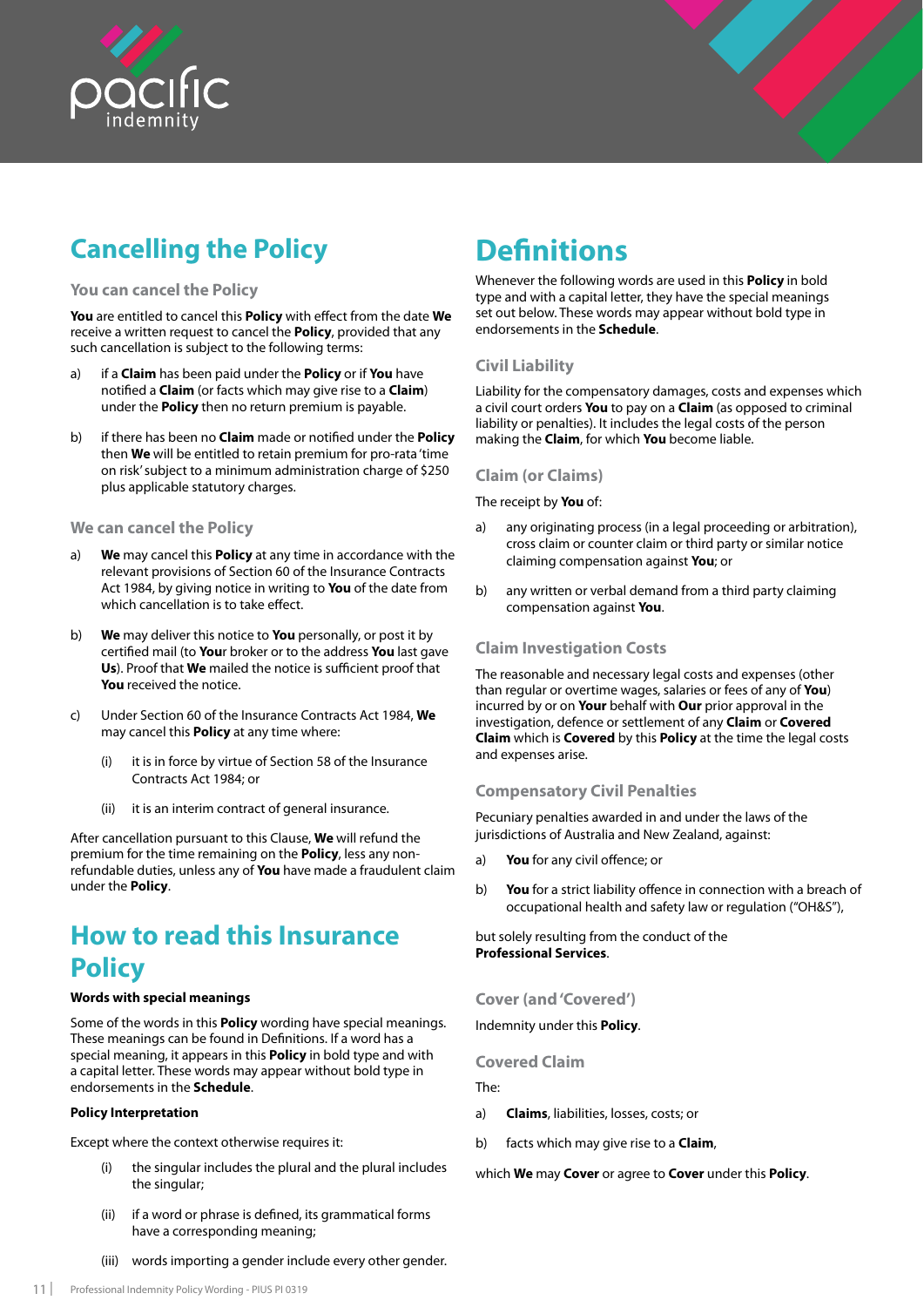# Cancelling the Policy

### You can cancel the Policy

**You** are entitled to cancel this **Policy** with effect from the date **We** receive a written request to cancel the **Policy**, provided that any such cancellation is subject to the following terms:

a) if a **Claim** has been paid under the **Policy** or if **You** have notified a **Claim** (or facts which may give rise to a **Claim**) under the **Policy** then no return premium is payable.

b) if there has been no **Claim** made or notified under the **Policy** then **We** will be entitled to retain premium for pro-rata 'time on risk' subject to a minimum administration charge of $250 plus applicable statutory charges.

### We can cancel the Policy

a) **We** may cancel this **Policy** at any time in accordance with the relevant provisions of Section 60 of the Insurance Contracts Act 1984, by giving notice in writing to **You** of the date from which cancellation is to take effect.

b) **We** may deliver this notice to **You** personally, or post it by certified mail (to **Your** broker or to the address **You** last gave **Us**). Proof that **We** mailed the notice is sufficient proof that **You** received the notice.

c) Under Section 60 of the Insurance Contracts Act 1984, **We** may cancel this **Policy** at any time where:

   (i) it is in force by virtue of Section 58 of the Insurance Contracts Act 1984; or

   (ii) it is an interim contract of general insurance.

After cancellation pursuant to this Clause, **We** will refund the premium for the time remaining on the **Policy**, less any non-refundable duties, unless any of **You** have made a fraudulent claim under the **Policy**.

# How to read this Insurance Policy

**Words with special meanings**

Some of the words in this **Policy** wording have special meanings. These meanings can be found in Definitions. If a word has a special meaning, it appears in this **Policy** in bold type and with a capital letter. These words may appear without bold type in endorsements in the **Schedule**.

**Policy Interpretation**

Except where the context otherwise requires it:

(i) the singular includes the plural and the plural includes the singular;

(ii) if a word or phrase is defined, its grammatical forms have a corresponding meaning;

(iii) words importing a gender include every other gender.

# Definitions

Whenever the following words are used in this **Policy** in bold type and with a capital letter, they have the special meanings set out below. These words may appear without bold type in endorsements in the **Schedule**.

### Civil Liability

Liability for the compensatory damages, costs and expenses which a civil court orders **You** to pay on a **Claim** (as opposed to criminal liability or penalties). It includes the legal costs of the person making the **Claim**, for which **You** become liable.

### Claim (or Claims)

The receipt by **You** of:

a) any originating process (in a legal proceeding or arbitration), cross claim or counter claim or third party or similar notice claiming compensation against **You**; or

b) any written or verbal demand from a third party claiming compensation against **You**.

### Claim Investigation Costs

The reasonable and necessary legal costs and expenses (other than regular or overtime wages, salaries or fees of any of **You**) incurred by or on **Your** behalf with **Our** prior approval in the investigation, defence or settlement of any **Claim** or **Covered Claim** which is **Covered** by this **Policy** at the time the legal costs and expenses arise.

### Compensatory Civil Penalties

Pecuniary penalties awarded in and under the laws of the jurisdictions of Australia and New Zealand, against:

a) **You** for any civil offence; or

b) **You** for a strict liability offence in connection with a breach of occupational health and safety law or regulation ("OH&S"),

but solely resulting from the conduct of the **Professional Services**.

### Cover (and 'Covered')

Indemnity under this **Policy**.

### Covered Claim

The:

a) **Claims**, liabilities, losses, costs; or

b) facts which may give rise to a **Claim**,

which **We** may **Cover** or agree to **Cover** under this **Policy**.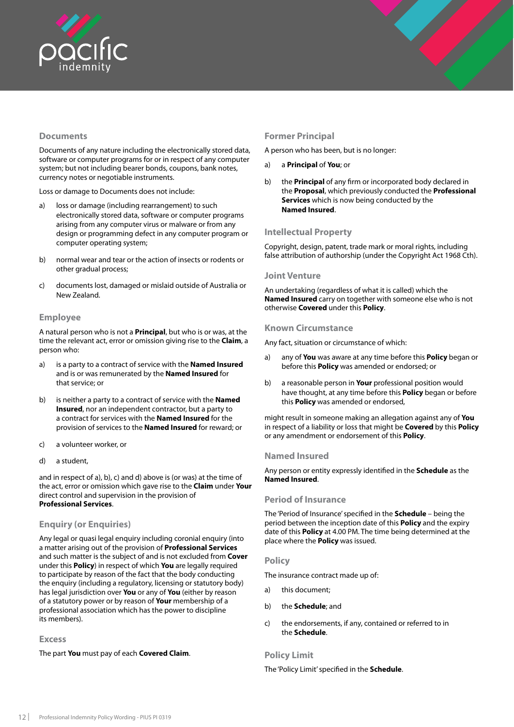### Documents

Documents of any nature including the electronically stored data, software or computer programs for or in respect of any computer system; but not including bearer bonds, coupons, bank notes, currency notes or negotiable instruments.

Loss or damage to Documents does not include:

a) loss or damage (including rearrangement) to such electronically stored data, software or computer programs arising from any computer virus or malware or from any design or programming defect in any computer program or computer operating system;

b) normal wear and tear or the action of insects or rodents or other gradual process;

c) documents lost, damaged or mislaid outside of Australia or New Zealand.

### Employee

A natural person who is not a **Principal**, but who is or was, at the time the relevant act, error or omission giving rise to the **Claim**, a person who:

a) is a party to a contract of service with the **Named Insured** and is or was remunerated by the **Named Insured** for that service; or

b) is neither a party to a contract of service with the **Named Insured**, nor an independent contractor, but a party to a contract for services with the **Named Insured** for the provision of services to the **Named Insured** for reward; or

c) a volunteer worker, or

d) a student,

and in respect of a), b), c) and d) above is (or was) at the time of the act, error or omission which gave rise to the **Claim** under **Your** direct control and supervision in the provision of **Professional Services**.

### Enquiry (or Enquiries)

Any legal or quasi legal enquiry including coronial enquiry (into a matter arising out of the provision of **Professional Services** and such matter is the subject of and is not excluded from **Cover** under this **Policy**) in respect of which **You** are legally required to participate by reason of the fact that the body conducting the enquiry (including a regulatory, licensing or statutory body) has legal jurisdiction over **You** or any of **You** (either by reason of a statutory power or by reason of **Your** membership of a professional association which has the power to discipline its members).

### Excess

The part **You** must pay of each **Covered Claim**.

### Former Principal

A person who has been, but is no longer:

a) a **Principal** of **You**; or

b) the **Principal** of any firm or incorporated body declared in the **Proposal**, which previously conducted the **Professional Services** which is now being conducted by the **Named Insured**.

### Intellectual Property

Copyright, design, patent, trade mark or moral rights, including false attribution of authorship (under the Copyright Act 1968 Cth).

### Joint Venture

An undertaking (regardless of what it is called) which the **Named Insured** carry on together with someone else who is not otherwise **Covered** under this **Policy**.

### Known Circumstance

Any fact, situation or circumstance of which:

a) any of **You** was aware at any time before this **Policy** began or before this **Policy** was amended or endorsed; or

b) a reasonable person in **Your** professional position would have thought, at any time before this **Policy** began or before this **Policy** was amended or endorsed,

might result in someone making an allegation against any of **You** in respect of a liability or loss that might be **Covered** by this **Policy** or any amendment or endorsement of this **Policy**.

### Named Insured

Any person or entity expressly identified in the **Schedule** as the **Named Insured**.

### Period of Insurance

The 'Period of Insurance' specified in the **Schedule** – being the period between the inception date of this **Policy** and the expiry date of this **Policy** at 4.00 PM. The time being determined at the place where the **Policy** was issued.

### Policy

The insurance contract made up of:

a) this document;

b) the **Schedule**; and

c) the endorsements, if any, contained or referred to in the **Schedule**.

### Policy Limit

The 'Policy Limit' specified in the **Schedule**.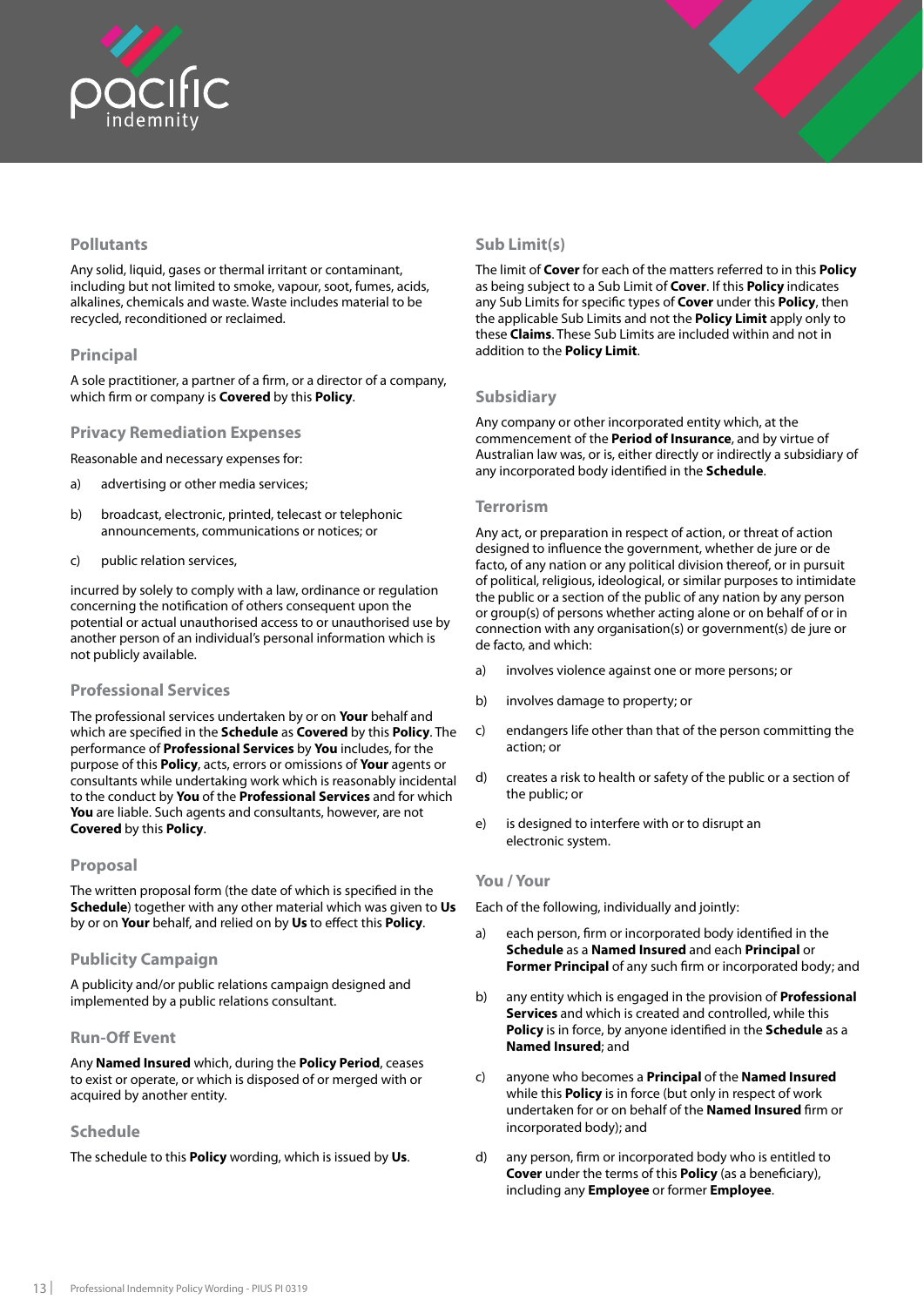### Pollutants

Any solid, liquid, gases or thermal irritant or contaminant, including but not limited to smoke, vapour, soot, fumes, acids, alkalines, chemicals and waste. Waste includes material to be recycled, reconditioned or reclaimed.

### Principal

A sole practitioner, a partner of a firm, or a director of a company, which firm or company is **Covered** by this **Policy**.

### Privacy Remediation Expenses

Reasonable and necessary expenses for:

a) advertising or other media services;

b) broadcast, electronic, printed, telecast or telephonic announcements, communications or notices; or

c) public relation services,

incurred by solely to comply with a law, ordinance or regulation concerning the notification of others consequent upon the potential or actual unauthorised access to or unauthorised use by another person of an individual's personal information which is not publicly available.

### Professional Services

The professional services undertaken by or on **Your** behalf and which are specified in the **Schedule** as **Covered** by this **Policy**. The performance of **Professional Services** by **You** includes, for the purpose of this **Policy**, acts, errors or omissions of **Your** agents or consultants while undertaking work which is reasonably incidental to the conduct by **You** of the **Professional Services** and for which **You** are liable. Such agents and consultants, however, are not **Covered** by this **Policy**.

### Proposal

The written proposal form (the date of which is specified in the **Schedule**) together with any other material which was given to **Us** by or on **Your** behalf, and relied on by **Us** to effect this **Policy**.

### Publicity Campaign

A publicity and/or public relations campaign designed and implemented by a public relations consultant.

### Run-Off Event

Any **Named Insured** which, during the **Policy Period**, ceases to exist or operate, or which is disposed of or merged with or acquired by another entity.

### Schedule

The schedule to this **Policy** wording, which is issued by **Us**.

### Sub Limit(s)

The limit of **Cover** for each of the matters referred to in this **Policy** as being subject to a Sub Limit of **Cover**. If this **Policy** indicates any Sub Limits for specific types of **Cover** under this **Policy**, then the applicable Sub Limits and not the **Policy Limit** apply only to these **Claims**. These Sub Limits are included within and not in addition to the **Policy Limit**.

### Subsidiary

Any company or other incorporated entity which, at the commencement of the **Period of Insurance**, and by virtue of Australian law was, or is, either directly or indirectly a subsidiary of any incorporated body identified in the **Schedule**.

### Terrorism

Any act, or preparation in respect of action, or threat of action designed to influence the government, whether de jure or de facto, of any nation or any political division thereof, or in pursuit of political, religious, ideological, or similar purposes to intimidate the public or a section of the public of any nation by any person or group(s) of persons whether acting alone or on behalf of or in connection with any organisation(s) or government(s) de jure or de facto, and which:

a) involves violence against one or more persons; or

b) involves damage to property; or

c) endangers life other than that of the person committing the action; or

d) creates a risk to health or safety of the public or a section of the public; or

e) is designed to interfere with or to disrupt an electronic system.

### You / Your

Each of the following, individually and jointly:

a) each person, firm or incorporated body identified in the **Schedule** as a **Named Insured** and each **Principal** or **Former Principal** of any such firm or incorporated body; and

b) any entity which is engaged in the provision of **Professional Services** and which is created and controlled, while this **Policy** is in force, by anyone identified in the **Schedule** as a **Named Insured**; and

c) anyone who becomes a **Principal** of the **Named Insured** while this **Policy** is in force (but only in respect of work undertaken for or on behalf of the **Named Insured** firm or incorporated body); and

d) any person, firm or incorporated body who is entitled to **Cover** under the terms of this **Policy** (as a beneficiary), including any **Employee** or former **Employee**.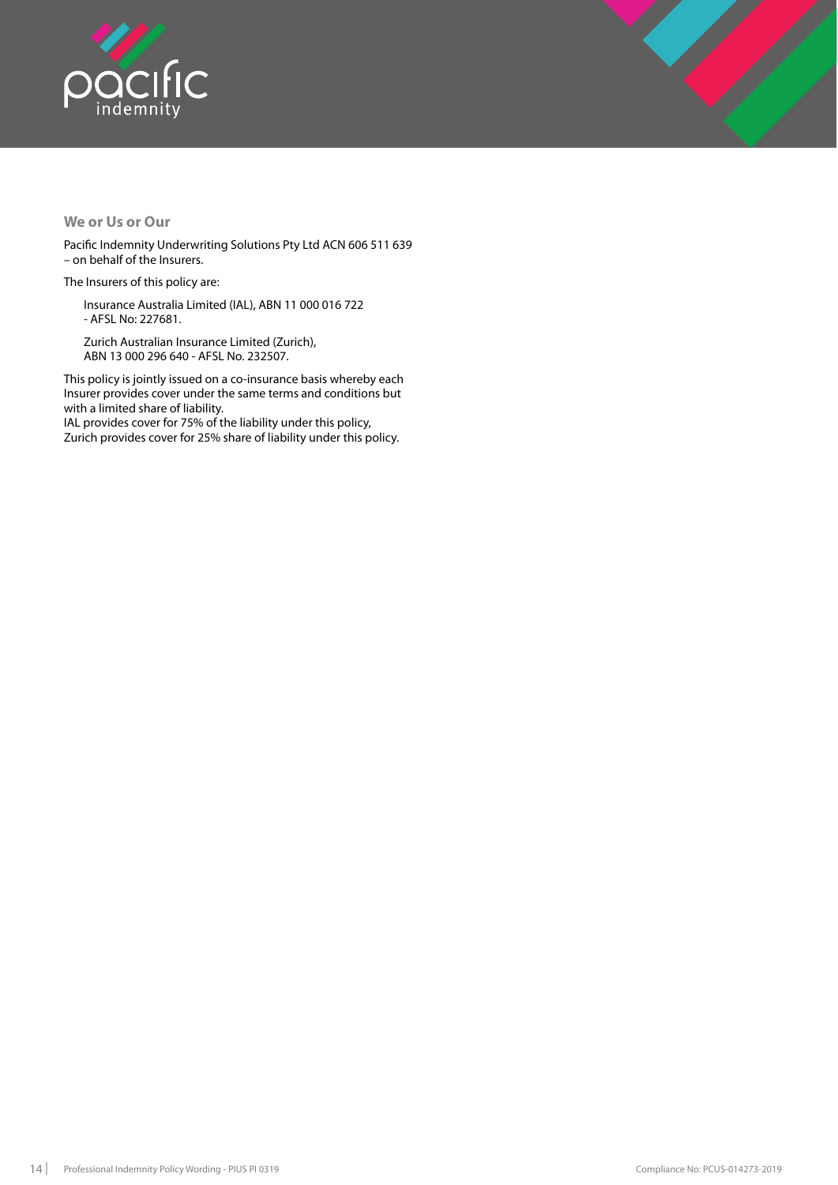### We or Us or Our

Pacific Indemnity Underwriting Solutions Pty Ltd ACN 606 511 639 – on behalf of the Insurers.

The Insurers of this policy are:

> Insurance Australia Limited (IAL), ABN 11 000 016 722 - AFSL No: 227681.
>
> Zurich Australian Insurance Limited (Zurich), ABN 13 000 296 640 - AFSL No. 232507.

This policy is jointly issued on a co-insurance basis whereby each Insurer provides cover under the same terms and conditions but with a limited share of liability.
IAL provides cover for 75% of the liability under this policy, Zurich provides cover for 25% share of liability under this policy.